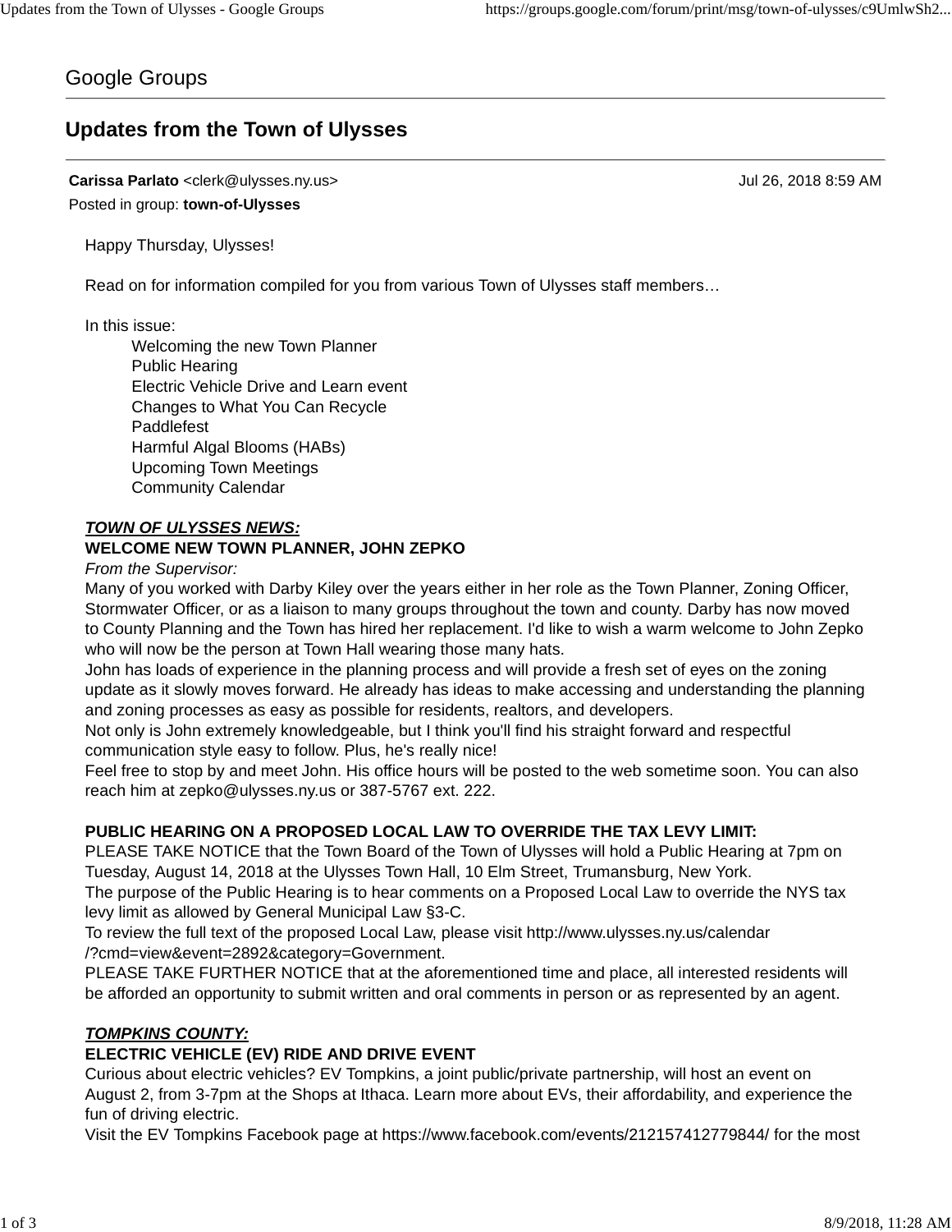Google Groups

# Updates from the Town of Ulysses

**Carissa Parlato** <clerk@ulysses.ny.us> Jul 26, 2018 8:59 AM

Posted in group: **town-of-Ulysses**

Happy Thursday, Ulysses!

Read on for information compiled for you from various Town of Ulysses staff members…

In this issue:

- Welcoming the new Town Planner
- Public Hearing
- Electric Vehicle Drive and Learn event
- Changes to What You Can Recycle
- Paddlefest
- Harmful Algal Blooms (HABs)
- Upcoming Town Meetings
- Community Calendar

***TOWN OF ULYSSES NEWS:***

**WELCOME NEW TOWN PLANNER, JOHN ZEPKO**

*From the Supervisor:*

Many of you worked with Darby Kiley over the years either in her role as the Town Planner, Zoning Officer, Stormwater Officer, or as a liaison to many groups throughout the town and county. Darby has now moved to County Planning and the Town has hired her replacement. I'd like to wish a warm welcome to John Zepko who will now be the person at Town Hall wearing those many hats.

John has loads of experience in the planning process and will provide a fresh set of eyes on the zoning update as it slowly moves forward. He already has ideas to make accessing and understanding the planning and zoning processes as easy as possible for residents, realtors, and developers.

Not only is John extremely knowledgeable, but I think you'll find his straight forward and respectful communication style easy to follow. Plus, he's really nice!

Feel free to stop by and meet John. His office hours will be posted to the web sometime soon. You can also reach him at zepko@ulysses.ny.us or 387-5767 ext. 222.

**PUBLIC HEARING ON A PROPOSED LOCAL LAW TO OVERRIDE THE TAX LEVY LIMIT:**

PLEASE TAKE NOTICE that the Town Board of the Town of Ulysses will hold a Public Hearing at 7pm on Tuesday, August 14, 2018 at the Ulysses Town Hall, 10 Elm Street, Trumansburg, New York.

The purpose of the Public Hearing is to hear comments on a Proposed Local Law to override the NYS tax levy limit as allowed by General Municipal Law §3-C.

To review the full text of the proposed Local Law, please visit http://www.ulysses.ny.us/calendar/?cmd=view&event=2892&category=Government.

PLEASE TAKE FURTHER NOTICE that at the aforementioned time and place, all interested residents will be afforded an opportunity to submit written and oral comments in person or as represented by an agent.

***TOMPKINS COUNTY:***

**ELECTRIC VEHICLE (EV) RIDE AND DRIVE EVENT**

Curious about electric vehicles? EV Tompkins, a joint public/private partnership, will host an event on August 2, from 3-7pm at the Shops at Ithaca. Learn more about EVs, their affordability, and experience the fun of driving electric.

Visit the EV Tompkins Facebook page at https://www.facebook.com/events/212157412779844/ for the most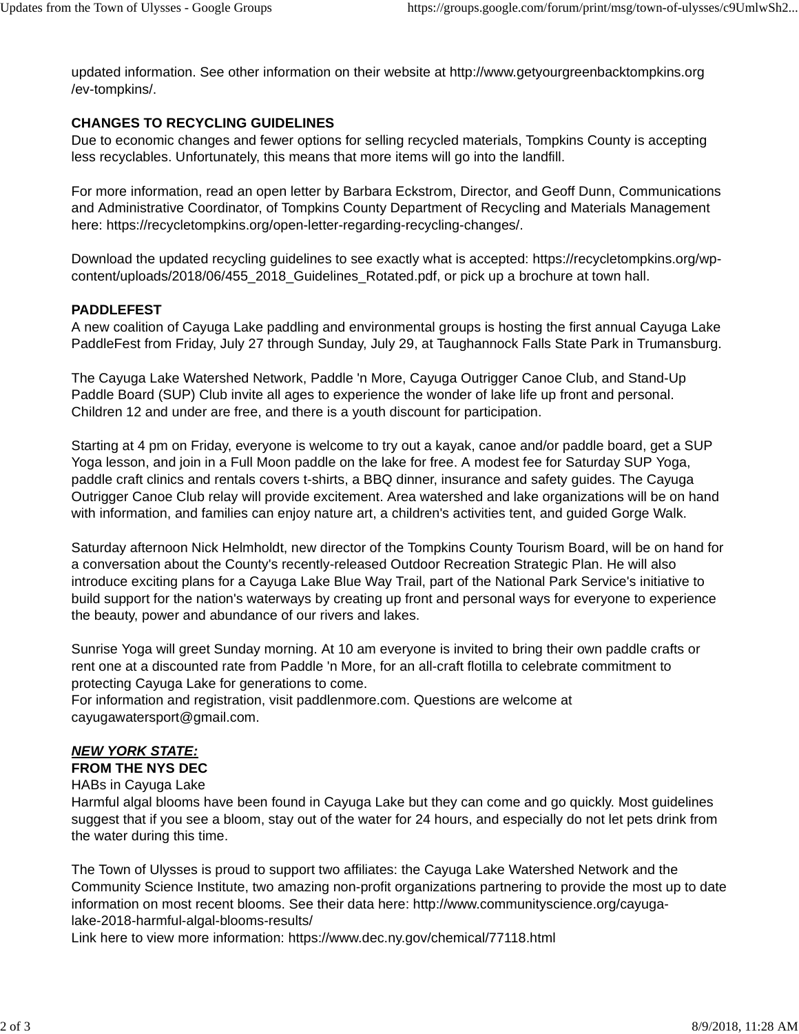updated information. See other information on their website at http://www.getyourgreenbacktompkins.org/ev-tompkins/.

**CHANGES TO RECYCLING GUIDELINES**
Due to economic changes and fewer options for selling recycled materials, Tompkins County is accepting less recyclables. Unfortunately, this means that more items will go into the landfill.

For more information, read an open letter by Barbara Eckstrom, Director, and Geoff Dunn, Communications and Administrative Coordinator, of Tompkins County Department of Recycling and Materials Management here: https://recycletompkins.org/open-letter-regarding-recycling-changes/.

Download the updated recycling guidelines to see exactly what is accepted: https://recycletompkins.org/wp-content/uploads/2018/06/455_2018_Guidelines_Rotated.pdf, or pick up a brochure at town hall.

**PADDLEFEST**
A new coalition of Cayuga Lake paddling and environmental groups is hosting the first annual Cayuga Lake PaddleFest from Friday, July 27 through Sunday, July 29, at Taughannock Falls State Park in Trumansburg.

The Cayuga Lake Watershed Network, Paddle 'n More, Cayuga Outrigger Canoe Club, and Stand-Up Paddle Board (SUP) Club invite all ages to experience the wonder of lake life up front and personal. Children 12 and under are free, and there is a youth discount for participation.

Starting at 4 pm on Friday, everyone is welcome to try out a kayak, canoe and/or paddle board, get a SUP Yoga lesson, and join in a Full Moon paddle on the lake for free. A modest fee for Saturday SUP Yoga, paddle craft clinics and rentals covers t-shirts, a BBQ dinner, insurance and safety guides. The Cayuga Outrigger Canoe Club relay will provide excitement. Area watershed and lake organizations will be on hand with information, and families can enjoy nature art, a children's activities tent, and guided Gorge Walk.

Saturday afternoon Nick Helmholdt, new director of the Tompkins County Tourism Board, will be on hand for a conversation about the County's recently-released Outdoor Recreation Strategic Plan. He will also introduce exciting plans for a Cayuga Lake Blue Way Trail, part of the National Park Service's initiative to build support for the nation's waterways by creating up front and personal ways for everyone to experience the beauty, power and abundance of our rivers and lakes.

Sunrise Yoga will greet Sunday morning. At 10 am everyone is invited to bring their own paddle crafts or rent one at a discounted rate from Paddle 'n More, for an all-craft flotilla to celebrate commitment to protecting Cayuga Lake for generations to come.
For information and registration, visit paddlenmore.com. Questions are welcome at cayugawatersport@gmail.com.

***NEW YORK STATE:***
**FROM THE NYS DEC**
HABs in Cayuga Lake
Harmful algal blooms have been found in Cayuga Lake but they can come and go quickly. Most guidelines suggest that if you see a bloom, stay out of the water for 24 hours, and especially do not let pets drink from the water during this time.

The Town of Ulysses is proud to support two affiliates: the Cayuga Lake Watershed Network and the Community Science Institute, two amazing non-profit organizations partnering to provide the most up to date information on most recent blooms. See their data here: http://www.communityscience.org/cayuga-lake-2018-harmful-algal-blooms-results/
Link here to view more information: https://www.dec.ny.gov/chemical/77118.html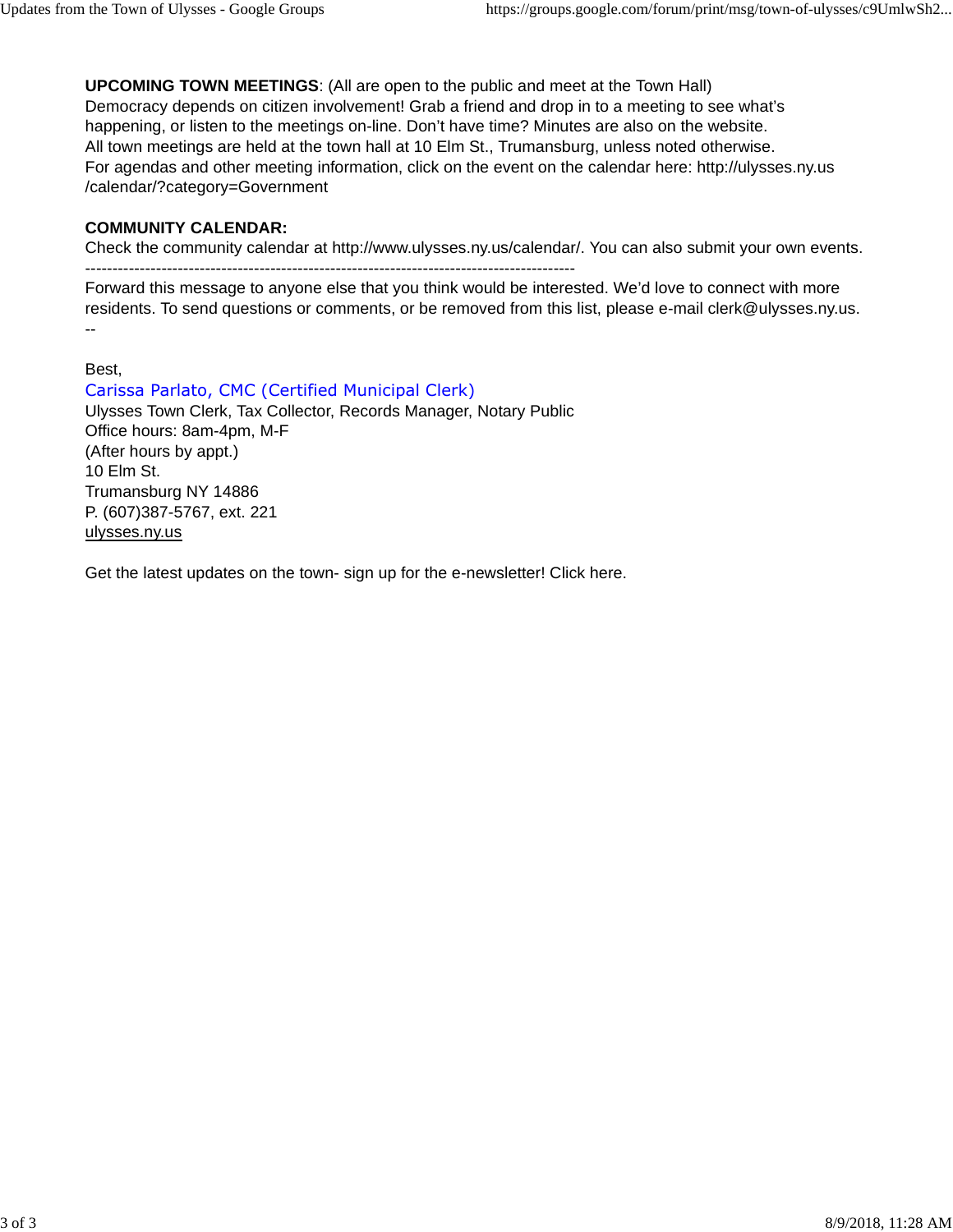**UPCOMING TOWN MEETINGS**: (All are open to the public and meet at the Town Hall)
Democracy depends on citizen involvement! Grab a friend and drop in to a meeting to see what's happening, or listen to the meetings on-line. Don't have time? Minutes are also on the website.
All town meetings are held at the town hall at 10 Elm St., Trumansburg, unless noted otherwise.
For agendas and other meeting information, click on the event on the calendar here: http://ulysses.ny.us/calendar/?category=Government

**COMMUNITY CALENDAR:**
Check the community calendar at http://www.ulysses.ny.us/calendar/. You can also submit your own events.

------------------------------------------------------------------------------------------

Forward this message to anyone else that you think would be interested. We'd love to connect with more residents. To send questions or comments, or be removed from this list, please e-mail clerk@ulysses.ny.us.
--

Best,
Carissa Parlato, CMC (Certified Municipal Clerk)
Ulysses Town Clerk, Tax Collector, Records Manager, Notary Public
Office hours: 8am-4pm, M-F
(After hours by appt.)
10 Elm St.
Trumansburg NY 14886
P. (607)387-5767, ext. 221
ulysses.ny.us

Get the latest updates on the town- sign up for the e-newsletter! Click here.